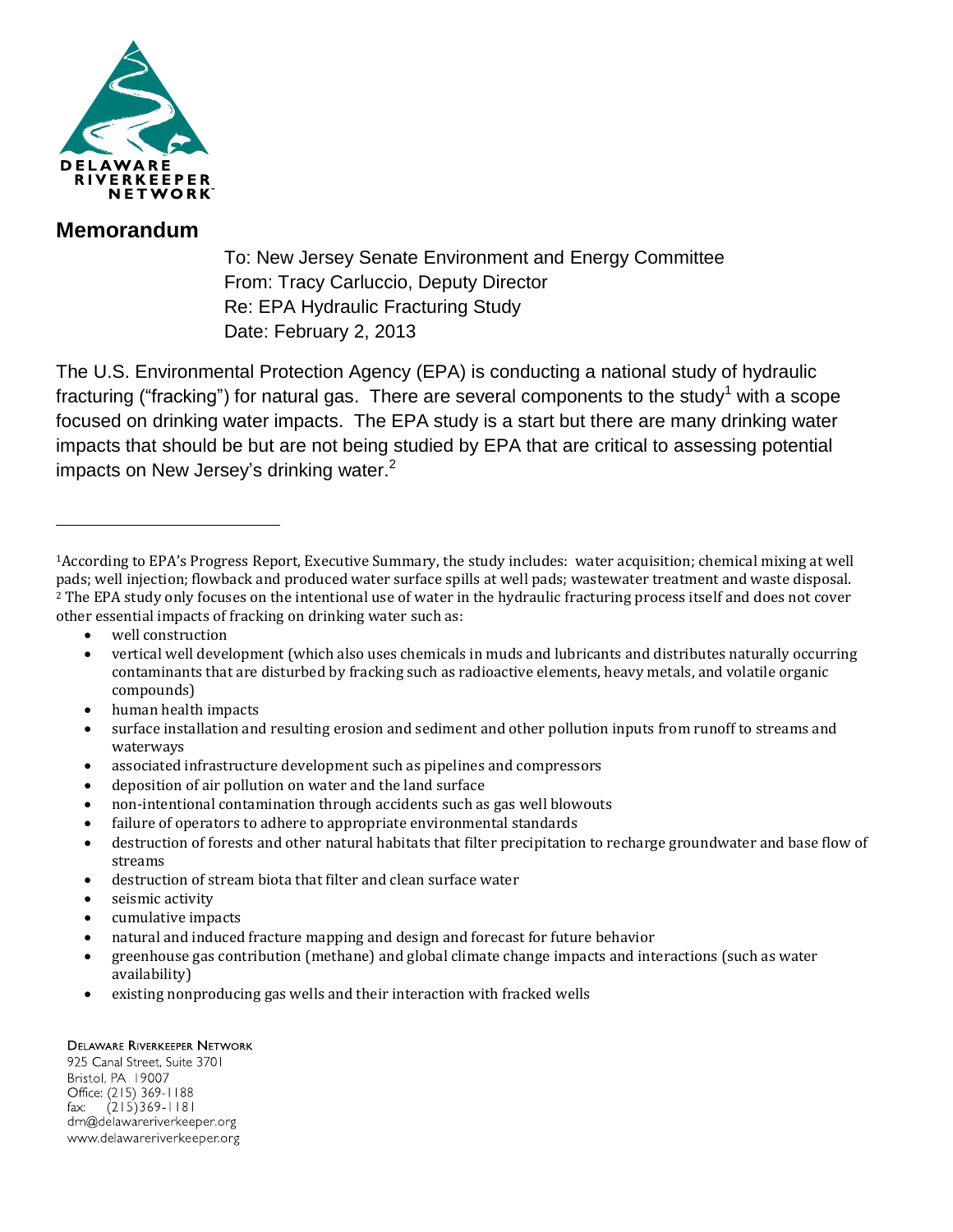DELAWARE RIVERKEEPER NETWORK

## Memorandum

To: New Jersey Senate Environment and Energy Committee
From: Tracy Carluccio, Deputy Director
Re: EPA Hydraulic Fracturing Study
Date: February 2, 2013

The U.S. Environmental Protection Agency (EPA) is conducting a national study of hydraulic fracturing ("fracking") for natural gas. There are several components to the study[1] with a scope focused on drinking water impacts. The EPA study is a start but there are many drinking water impacts that should be but are not being studied by EPA that are critical to assessing potential impacts on New Jersey's drinking water.[2]

---

[1]According to EPA's Progress Report, Executive Summary, the study includes: water acquisition; chemical mixing at well pads; well injection; flowback and produced water surface spills at well pads; wastewater treatment and waste disposal.

[2] The EPA study only focuses on the intentional use of water in the hydraulic fracturing process itself and does not cover other essential impacts of fracking on drinking water such as:

- well construction
- vertical well development (which also uses chemicals in muds and lubricants and distributes naturally occurring contaminants that are disturbed by fracking such as radioactive elements, heavy metals, and volatile organic compounds)
- human health impacts
- surface installation and resulting erosion and sediment and other pollution inputs from runoff to streams and waterways
- associated infrastructure development such as pipelines and compressors
- deposition of air pollution on water and the land surface
- non-intentional contamination through accidents such as gas well blowouts
- failure of operators to adhere to appropriate environmental standards
- destruction of forests and other natural habitats that filter precipitation to recharge groundwater and base flow of streams
- destruction of stream biota that filter and clean surface water
- seismic activity
- cumulative impacts
- natural and induced fracture mapping and design and forecast for future behavior
- greenhouse gas contribution (methane) and global climate change impacts and interactions (such as water availability)
- existing nonproducing gas wells and their interaction with fracked wells

DELAWARE RIVERKEEPER NETWORK
925 Canal Street, Suite 3701
Bristol, PA 19007
Office: (215) 369-1188
fax: (215)369-1181
drn@delawareriverkeeper.org
www.delawareriverkeeper.org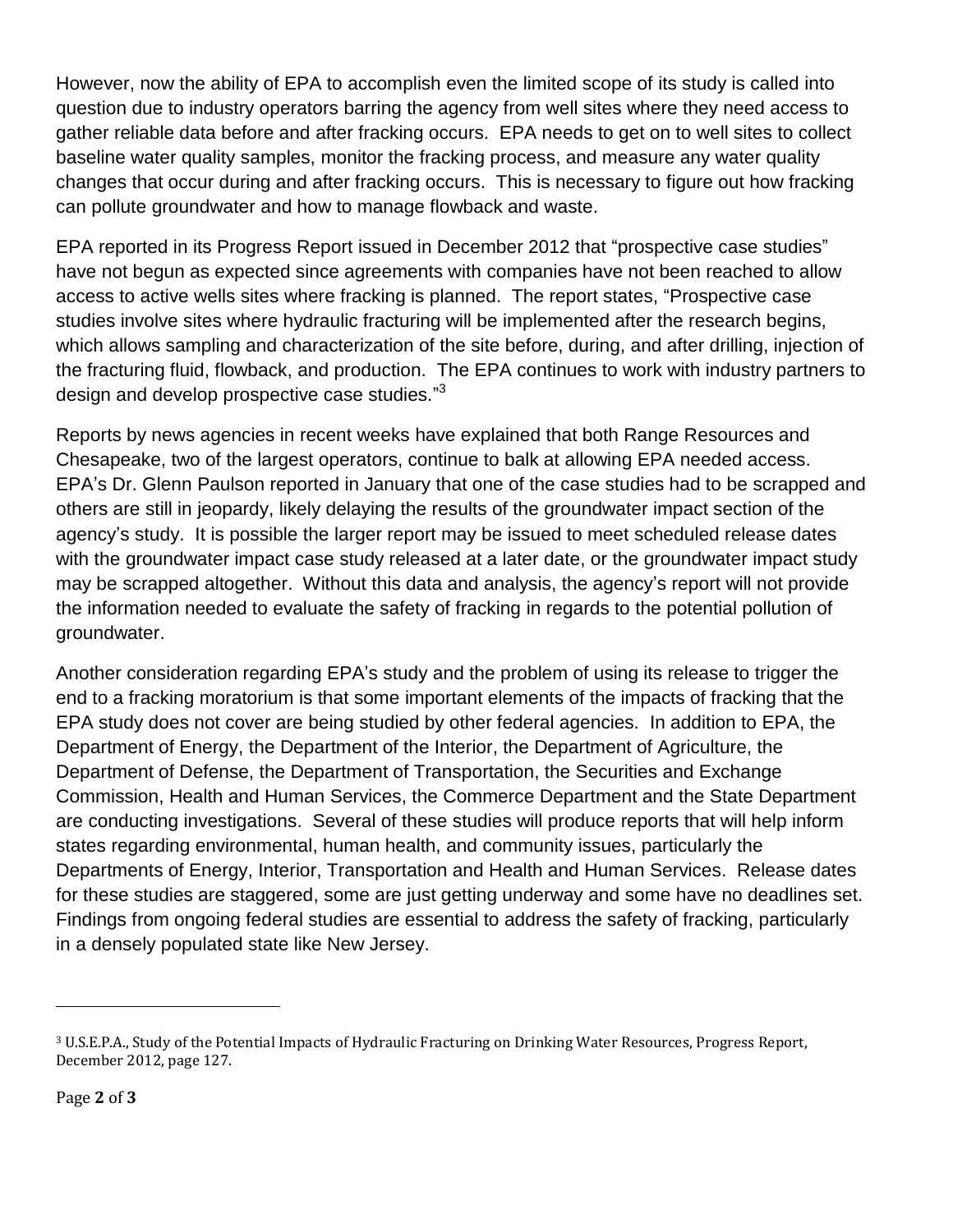However, now the ability of EPA to accomplish even the limited scope of its study is called into question due to industry operators barring the agency from well sites where they need access to gather reliable data before and after fracking occurs. EPA needs to get on to well sites to collect baseline water quality samples, monitor the fracking process, and measure any water quality changes that occur during and after fracking occurs. This is necessary to figure out how fracking can pollute groundwater and how to manage flowback and waste.

EPA reported in its Progress Report issued in December 2012 that "prospective case studies" have not begun as expected since agreements with companies have not been reached to allow access to active wells sites where fracking is planned. The report states, "Prospective case studies involve sites where hydraulic fracturing will be implemented after the research begins, which allows sampling and characterization of the site before, during, and after drilling, injection of the fracturing fluid, flowback, and production. The EPA continues to work with industry partners to design and develop prospective case studies."[3]

Reports by news agencies in recent weeks have explained that both Range Resources and Chesapeake, two of the largest operators, continue to balk at allowing EPA needed access. EPA's Dr. Glenn Paulson reported in January that one of the case studies had to be scrapped and others are still in jeopardy, likely delaying the results of the groundwater impact section of the agency's study. It is possible the larger report may be issued to meet scheduled release dates with the groundwater impact case study released at a later date, or the groundwater impact study may be scrapped altogether. Without this data and analysis, the agency's report will not provide the information needed to evaluate the safety of fracking in regards to the potential pollution of groundwater.

Another consideration regarding EPA's study and the problem of using its release to trigger the end to a fracking moratorium is that some important elements of the impacts of fracking that the EPA study does not cover are being studied by other federal agencies. In addition to EPA, the Department of Energy, the Department of the Interior, the Department of Agriculture, the Department of Defense, the Department of Transportation, the Securities and Exchange Commission, Health and Human Services, the Commerce Department and the State Department are conducting investigations. Several of these studies will produce reports that will help inform states regarding environmental, human health, and community issues, particularly the Departments of Energy, Interior, Transportation and Health and Human Services. Release dates for these studies are staggered, some are just getting underway and some have no deadlines set. Findings from ongoing federal studies are essential to address the safety of fracking, particularly in a densely populated state like New Jersey.

[3] U.S.E.P.A., Study of the Potential Impacts of Hydraulic Fracturing on Drinking Water Resources, Progress Report, December 2012, page 127.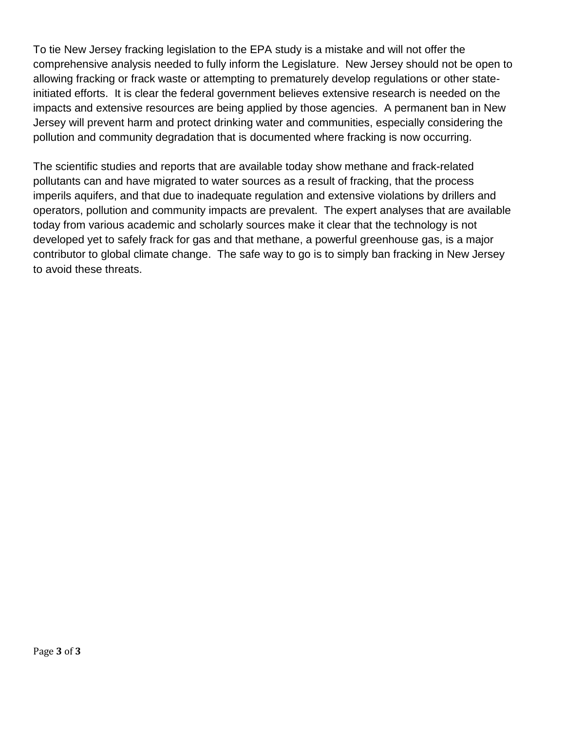To tie New Jersey fracking legislation to the EPA study is a mistake and will not offer the comprehensive analysis needed to fully inform the Legislature. New Jersey should not be open to allowing fracking or frack waste or attempting to prematurely develop regulations or other state-initiated efforts. It is clear the federal government believes extensive research is needed on the impacts and extensive resources are being applied by those agencies. A permanent ban in New Jersey will prevent harm and protect drinking water and communities, especially considering the pollution and community degradation that is documented where fracking is now occurring.

The scientific studies and reports that are available today show methane and frack-related pollutants can and have migrated to water sources as a result of fracking, that the process imperils aquifers, and that due to inadequate regulation and extensive violations by drillers and operators, pollution and community impacts are prevalent. The expert analyses that are available today from various academic and scholarly sources make it clear that the technology is not developed yet to safely frack for gas and that methane, a powerful greenhouse gas, is a major contributor to global climate change. The safe way to go is to simply ban fracking in New Jersey to avoid these threats.